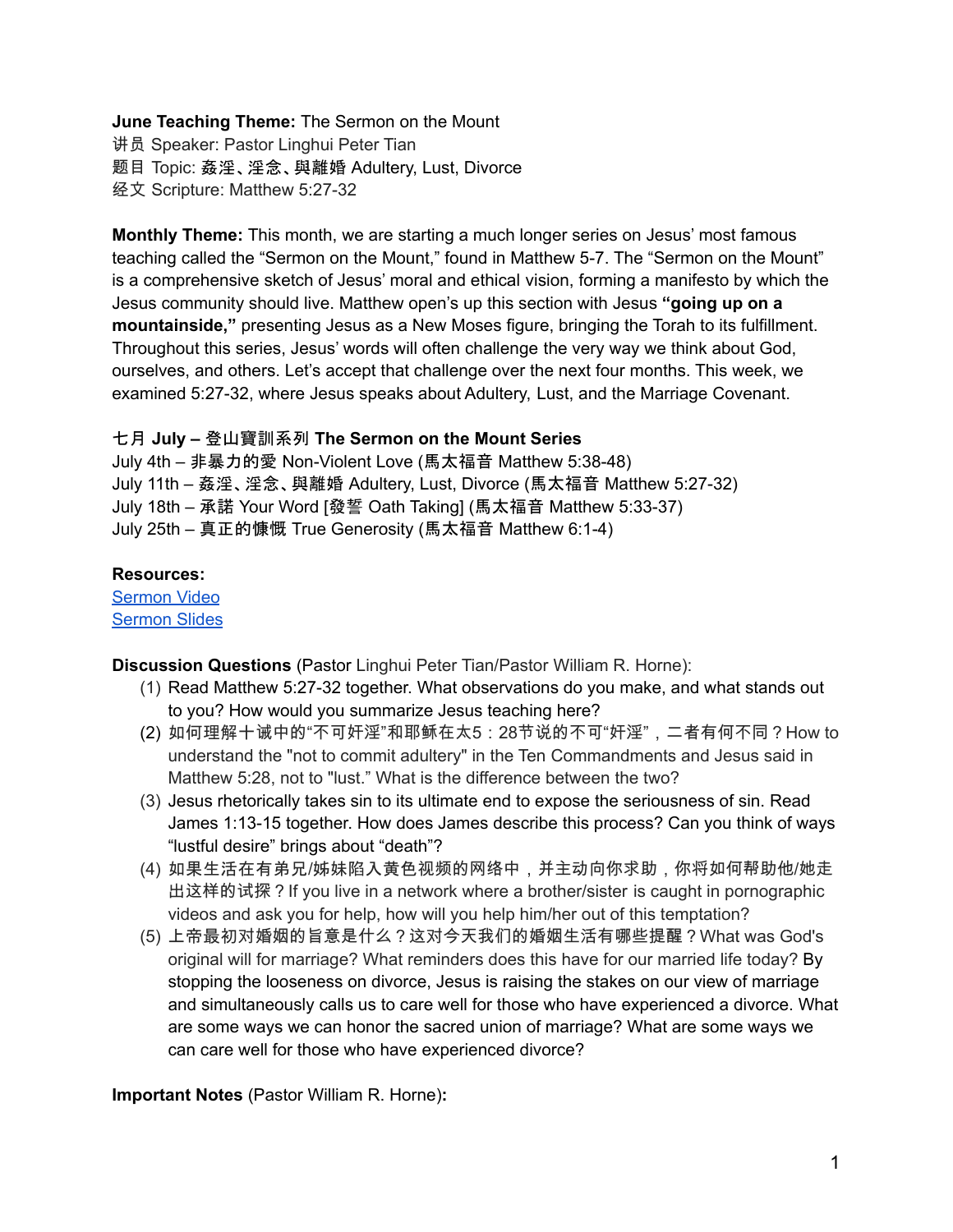**June Teaching Theme:** The Sermon on the Mount
讲员 Speaker: Pastor Linghui Peter Tian
题目 Topic: 姦淫、淫念、與離婚 Adultery, Lust, Divorce
经文 Scripture: Matthew 5:27-32

**Monthly Theme:** This month, we are starting a much longer series on Jesus' most famous teaching called the "Sermon on the Mount," found in Matthew 5-7. The "Sermon on the Mount" is a comprehensive sketch of Jesus' moral and ethical vision, forming a manifesto by which the Jesus community should live. Matthew open's up this section with Jesus **"going up on a mountainside,"** presenting Jesus as a New Moses figure, bringing the Torah to its fulfillment. Throughout this series, Jesus' words will often challenge the very way we think about God, ourselves, and others. Let's accept that challenge over the next four months. This week, we examined 5:27-32, where Jesus speaks about Adultery, Lust, and the Marriage Covenant.

**七月 July – 登山寶訓系列 The Sermon on the Mount Series**
July 4th – 非暴力的愛 Non-Violent Love (馬太福音 Matthew 5:38-48)
July 11th – 姦淫、淫念、與離婚 Adultery, Lust, Divorce (馬太福音 Matthew 5:27-32)
July 18th – 承諾 Your Word [發誓 Oath Taking] (馬太福音 Matthew 5:33-37)
July 25th – 真正的慷慨 True Generosity (馬太福音 Matthew 6:1-4)

**Resources:**
[Sermon Video]
[Sermon Slides]

**Discussion Questions** (Pastor Linghui Peter Tian/Pastor William R. Horne):

1. Read Matthew 5:27-32 together. What observations do you make, and what stands out to you? How would you summarize Jesus teaching here?
2. 如何理解十诫中的"不可奸淫"和耶稣在太5：28节说的不可"奸淫"，二者有何不同？How to understand the "not to commit adultery" in the Ten Commandments and Jesus said in Matthew 5:28, not to "lust." What is the difference between the two?
3. Jesus rhetorically takes sin to its ultimate end to expose the seriousness of sin. Read James 1:13-15 together. How does James describe this process? Can you think of ways "lustful desire" brings about "death"?
4. 如果生活在有弟兄/姊妹陷入黄色视频的网络中，并主动向你求助，你将如何帮助他/她走出这样的试探？If you live in a network where a brother/sister is caught in pornographic videos and ask you for help, how will you help him/her out of this temptation?
5. 上帝最初对婚姻的旨意是什么？这对今天我们的婚姻生活有哪些提醒？What was God's original will for marriage? What reminders does this have for our married life today? By stopping the looseness on divorce, Jesus is raising the stakes on our view of marriage and simultaneously calls us to care well for those who have experienced a divorce. What are some ways we can honor the sacred union of marriage? What are some ways we can care well for those who have experienced divorce?

**Important Notes** (Pastor William R. Horne)**:**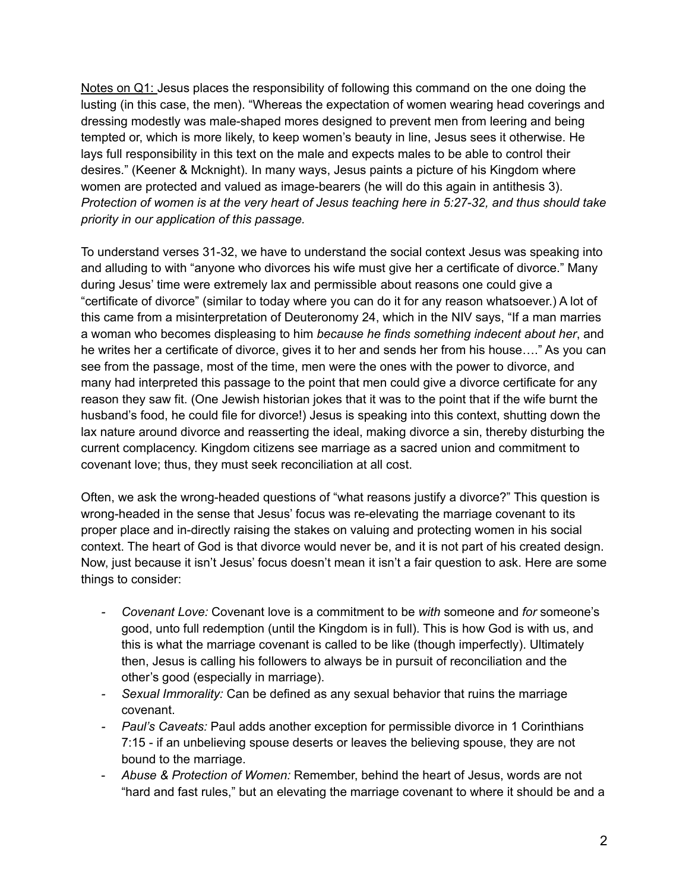<u>Notes on Q1:</u> Jesus places the responsibility of following this command on the one doing the lusting (in this case, the men). "Whereas the expectation of women wearing head coverings and dressing modestly was male-shaped mores designed to prevent men from leering and being tempted or, which is more likely, to keep women's beauty in line, Jesus sees it otherwise. He lays full responsibility in this text on the male and expects males to be able to control their desires." (Keener & Mcknight). In many ways, Jesus paints a picture of his Kingdom where women are protected and valued as image-bearers (he will do this again in antithesis 3). *Protection of women is at the very heart of Jesus teaching here in 5:27-32, and thus should take priority in our application of this passage.*

To understand verses 31-32, we have to understand the social context Jesus was speaking into and alluding to with "anyone who divorces his wife must give her a certificate of divorce." Many during Jesus' time were extremely lax and permissible about reasons one could give a "certificate of divorce" (similar to today where you can do it for any reason whatsoever.) A lot of this came from a misinterpretation of Deuteronomy 24, which in the NIV says, "If a man marries a woman who becomes displeasing to him *because he finds something indecent about her*, and he writes her a certificate of divorce, gives it to her and sends her from his house…." As you can see from the passage, most of the time, men were the ones with the power to divorce, and many had interpreted this passage to the point that men could give a divorce certificate for any reason they saw fit. (One Jewish historian jokes that it was to the point that if the wife burnt the husband's food, he could file for divorce!) Jesus is speaking into this context, shutting down the lax nature around divorce and reasserting the ideal, making divorce a sin, thereby disturbing the current complacency. Kingdom citizens see marriage as a sacred union and commitment to covenant love; thus, they must seek reconciliation at all cost.

Often, we ask the wrong-headed questions of "what reasons justify a divorce?" This question is wrong-headed in the sense that Jesus' focus was re-elevating the marriage covenant to its proper place and in-directly raising the stakes on valuing and protecting women in his social context. The heart of God is that divorce would never be, and it is not part of his created design. Now, just because it isn't Jesus' focus doesn't mean it isn't a fair question to ask. Here are some things to consider:

- *Covenant Love:* Covenant love is a commitment to be *with* someone and *for* someone's good, unto full redemption (until the Kingdom is in full). This is how God is with us, and this is what the marriage covenant is called to be like (though imperfectly). Ultimately then, Jesus is calling his followers to always be in pursuit of reconciliation and the other's good (especially in marriage).
- *Sexual Immorality:* Can be defined as any sexual behavior that ruins the marriage covenant.
- *Paul's Caveats:* Paul adds another exception for permissible divorce in 1 Corinthians 7:15 - if an unbelieving spouse deserts or leaves the believing spouse, they are not bound to the marriage.
- *Abuse & Protection of Women:* Remember, behind the heart of Jesus, words are not "hard and fast rules," but an elevating the marriage covenant to where it should be and a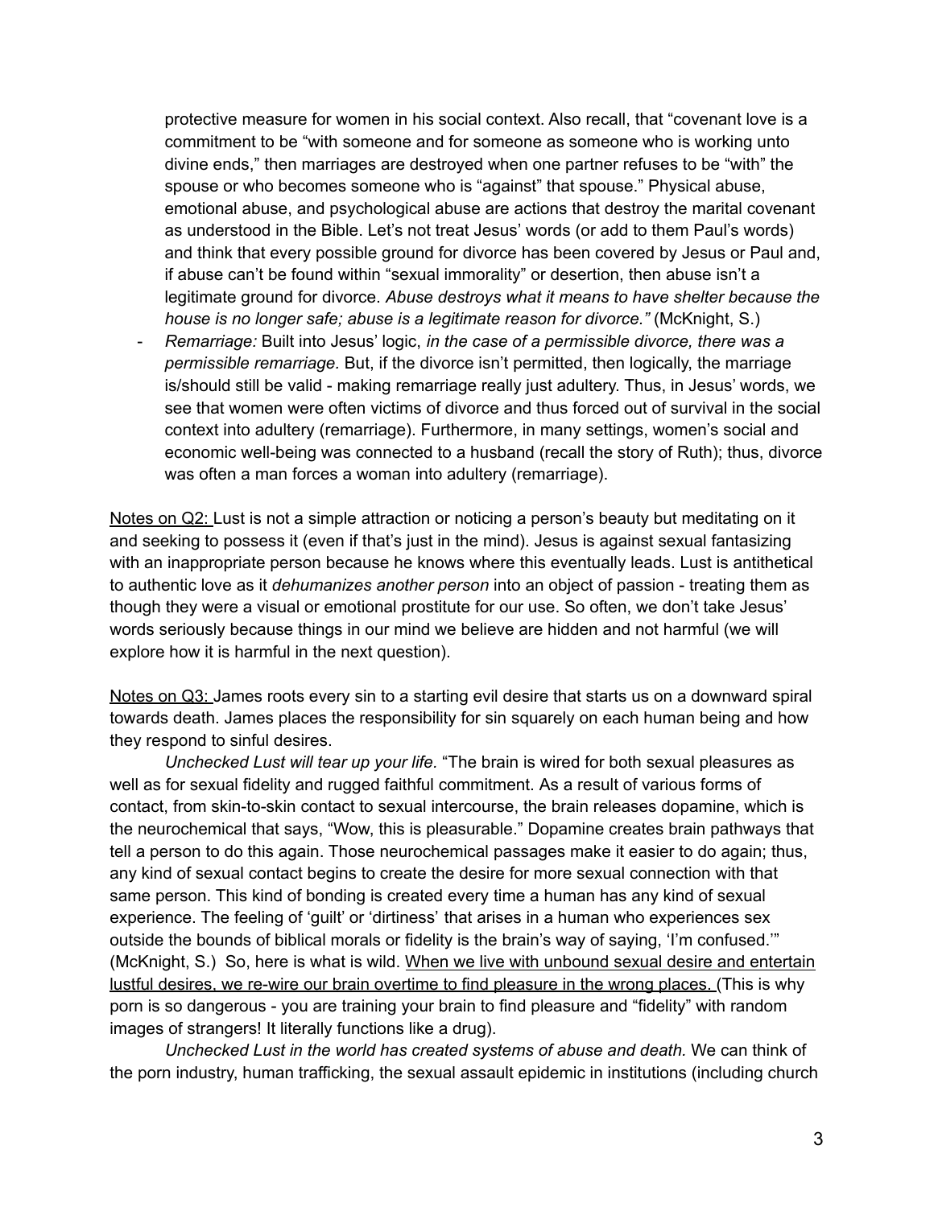protective measure for women in his social context. Also recall, that "covenant love is a commitment to be "with someone and for someone as someone who is working unto divine ends," then marriages are destroyed when one partner refuses to be "with" the spouse or who becomes someone who is "against" that spouse." Physical abuse, emotional abuse, and psychological abuse are actions that destroy the marital covenant as understood in the Bible. Let's not treat Jesus' words (or add to them Paul's words) and think that every possible ground for divorce has been covered by Jesus or Paul and, if abuse can't be found within "sexual immorality" or desertion, then abuse isn't a legitimate ground for divorce. *Abuse destroys what it means to have shelter because the house is no longer safe; abuse is a legitimate reason for divorce."* (McKnight, S.)

- *Remarriage:* Built into Jesus' logic, *in the case of a permissible divorce, there was a permissible remarriage.* But, if the divorce isn't permitted, then logically, the marriage is/should still be valid - making remarriage really just adultery. Thus, in Jesus' words, we see that women were often victims of divorce and thus forced out of survival in the social context into adultery (remarriage). Furthermore, in many settings, women's social and economic well-being was connected to a husband (recall the story of Ruth); thus, divorce was often a man forces a woman into adultery (remarriage).

<u>Notes on Q2:</u> Lust is not a simple attraction or noticing a person's beauty but meditating on it and seeking to possess it (even if that's just in the mind). Jesus is against sexual fantasizing with an inappropriate person because he knows where this eventually leads. Lust is antithetical to authentic love as it *dehumanizes another person* into an object of passion - treating them as though they were a visual or emotional prostitute for our use. So often, we don't take Jesus' words seriously because things in our mind we believe are hidden and not harmful (we will explore how it is harmful in the next question).

<u>Notes on Q3:</u> James roots every sin to a starting evil desire that starts us on a downward spiral towards death. James places the responsibility for sin squarely on each human being and how they respond to sinful desires.

*Unchecked Lust will tear up your life.* "The brain is wired for both sexual pleasures as well as for sexual fidelity and rugged faithful commitment. As a result of various forms of contact, from skin-to-skin contact to sexual intercourse, the brain releases dopamine, which is the neurochemical that says, "Wow, this is pleasurable." Dopamine creates brain pathways that tell a person to do this again. Those neurochemical passages make it easier to do again; thus, any kind of sexual contact begins to create the desire for more sexual connection with that same person. This kind of bonding is created every time a human has any kind of sexual experience. The feeling of 'guilt' or 'dirtiness' that arises in a human who experiences sex outside the bounds of biblical morals or fidelity is the brain's way of saying, 'I'm confused.'" (McKnight, S.) So, here is what is wild. <u>When we live with unbound sexual desire and entertain lustful desires, we re-wire our brain overtime to find pleasure in the wrong places.</u> (This is why porn is so dangerous - you are training your brain to find pleasure and "fidelity" with random images of strangers! It literally functions like a drug).

*Unchecked Lust in the world has created systems of abuse and death.* We can think of the porn industry, human trafficking, the sexual assault epidemic in institutions (including church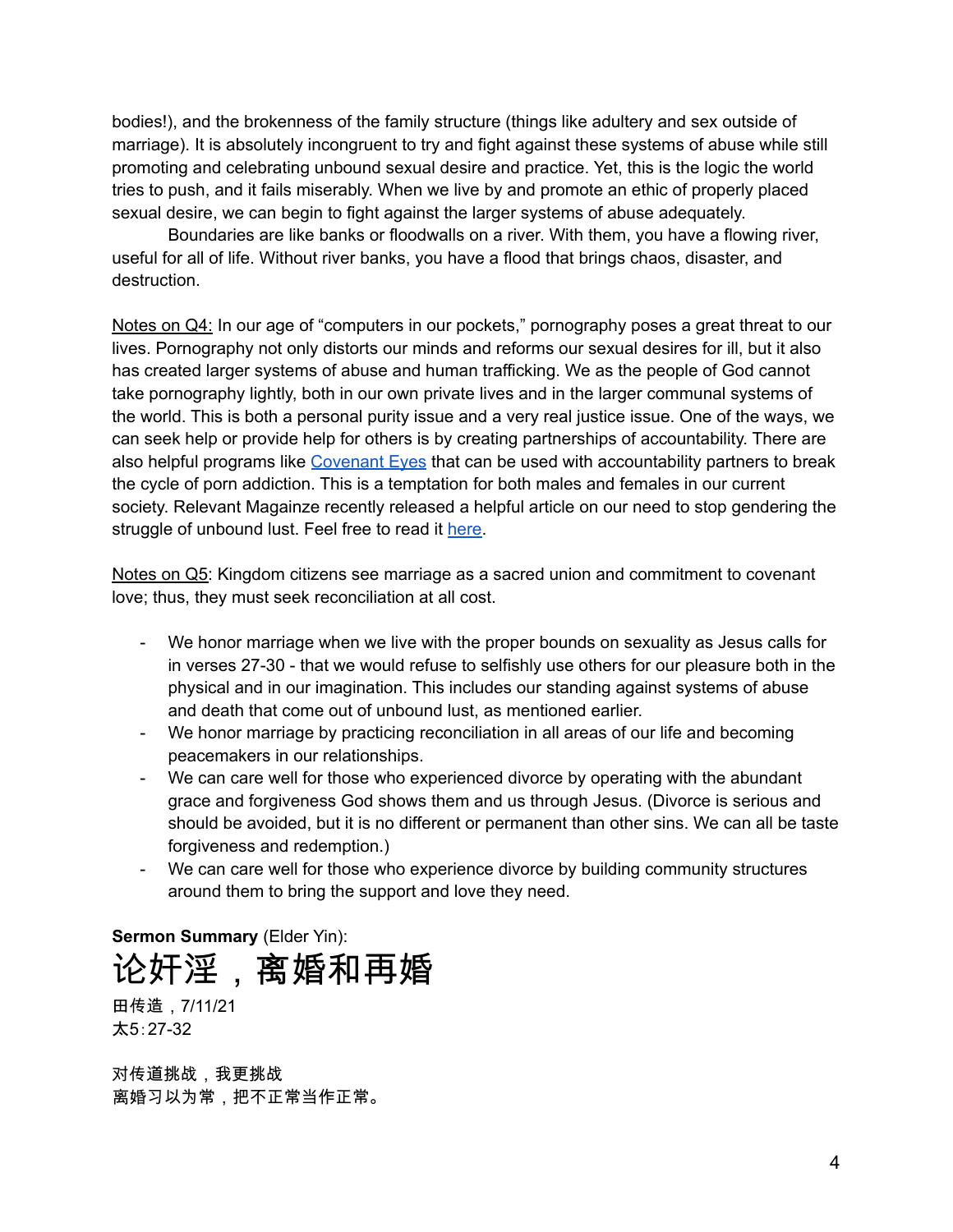bodies!), and the brokenness of the family structure (things like adultery and sex outside of marriage). It is absolutely incongruent to try and fight against these systems of abuse while still promoting and celebrating unbound sexual desire and practice. Yet, this is the logic the world tries to push, and it fails miserably. When we live by and promote an ethic of properly placed sexual desire, we can begin to fight against the larger systems of abuse adequately.

Boundaries are like banks or floodwalls on a river. With them, you have a flowing river, useful for all of life. Without river banks, you have a flood that brings chaos, disaster, and destruction.

Notes on Q4: In our age of "computers in our pockets," pornography poses a great threat to our lives. Pornography not only distorts our minds and reforms our sexual desires for ill, but it also has created larger systems of abuse and human trafficking. We as the people of God cannot take pornography lightly, both in our own private lives and in the larger communal systems of the world. This is both a personal purity issue and a very real justice issue. One of the ways, we can seek help or provide help for others is by creating partnerships of accountability. There are also helpful programs like [Covenant Eyes] that can be used with accountability partners to break the cycle of porn addiction. This is a temptation for both males and females in our current society. Relevant Magainze recently released a helpful article on our need to stop gendering the struggle of unbound lust. Feel free to read it [here].

Notes on Q5: Kingdom citizens see marriage as a sacred union and commitment to covenant love; thus, they must seek reconciliation at all cost.

- We honor marriage when we live with the proper bounds on sexuality as Jesus calls for in verses 27-30 - that we would refuse to selfishly use others for our pleasure both in the physical and in our imagination. This includes our standing against systems of abuse and death that come out of unbound lust, as mentioned earlier.
- We honor marriage by practicing reconciliation in all areas of our life and becoming peacemakers in our relationships.
- We can care well for those who experienced divorce by operating with the abundant grace and forgiveness God shows them and us through Jesus. (Divorce is serious and should be avoided, but it is no different or permanent than other sins. We can all be taste forgiveness and redemption.)
- We can care well for those who experience divorce by building community structures around them to bring the support and love they need.

**Sermon Summary** (Elder Yin):

# 论奸淫，离婚和再婚

田传造，7/11/21
太5:27-32

对传道挑战，我更挑战
离婚习以为常，把不正常当作正常。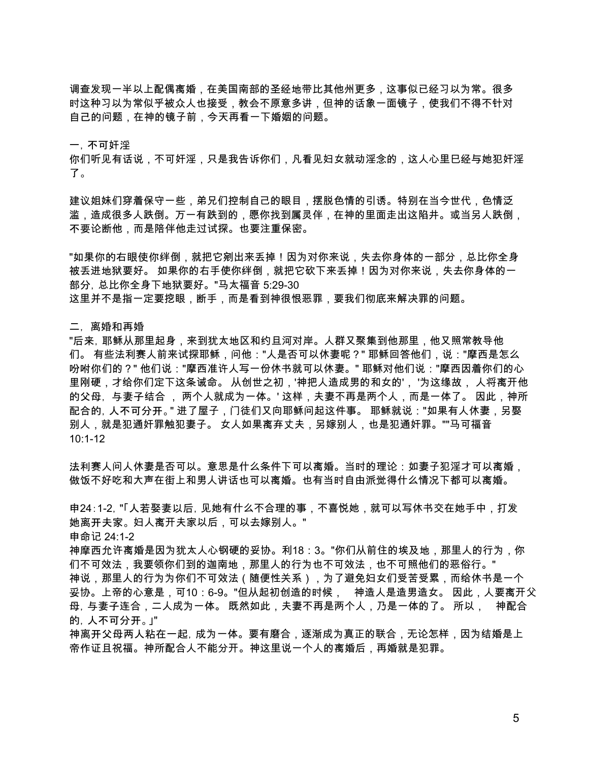调查发现一半以上配偶离婚，在美国南部的圣经地带比其他州更多，这事似已经习以为常。很多时这种习以为常似乎被众人也接受，教会不原意多讲，但神的话象一面镜子，使我们不得不针对自己的问题，在神的镜子前，今天再看一下婚姻的问题。

一，不可奸淫

你们听见有话说，不可奸淫，只是我告诉你们，凡看见妇女就动淫念的，这人心里已经与她犯奸淫了。

建议姐妹们穿着保守一些，弟兄们控制自己的眼目，摆脱色情的引诱。特别在当今世代，色情泛滥，造成很多人跌倒。万一有跌到的，愿你找到属灵伴，在神的里面走出这陷井。或当另人跌倒，不要论断他，而是陪伴他走过试探。也要注重保密。

"如果你的右眼使你绊倒，就把它剜出来丢掉！因为对你来说，失去你身体的一部分，总比你全身被丢进地狱要好。 如果你的右手使你绊倒，就把它砍下来丢掉！因为对你来说，失去你身体的一部分，总比你全身下地狱要好。"马太福音 5:29-30

这里并不是指一定要挖眼，断手，而是看到神很恨恶罪，要我们彻底来解决罪的问题。

二，离婚和再婚

"后来，耶稣从那里起身，来到犹太地区和约旦河对岸。人群又聚集到他那里，他又照常教导他们。 有些法利赛人前来试探耶稣，问他："人是否可以休妻呢？" 耶稣回答他们，说："摩西是怎么吩咐你们的？" 他们说："摩西准许人写一份休书就可以休妻。" 耶稣对他们说："摩西因着你们的心里刚硬，才给你们定下这条诫命。 从创世之初，'神把人造成男的和女的'， '为这缘故， 人将离开他的父母，与妻子结合 ， 两个人就成为一体。' 这样，夫妻不再是两个人，而是一体了。 因此，神所配合的，人不可分开。" 进了屋子，门徒们又向耶稣问起这件事。 耶稣就说："如果有人休妻，另娶别人，就是犯通奸罪触犯妻子。 女人如果离弃丈夫，另嫁别人，也是犯通奸罪。""马可福音 10:1-12

法利赛人问人休妻是否可以。意思是什么条件下可以离婚。当时的理论：如妻子犯淫才可以离婚，做饭不好吃和大声在街上和男人讲话也可以离婚。也有当时自由派觉得什么情况下都可以离婚。

申24:1-2, "「人若娶妻以后，见她有什么不合理的事，不喜悦她，就可以写休书交在她手中，打发她离开夫家。妇人离开夫家以后，可以去嫁别人。"

申命记 24:1-2

神摩西允许离婚是因为犹太人心钢硬的妥协。利18：3。"你们从前住的埃及地，那里人的行为，你们不可效法，我要领你们到的迦南地，那里人的行为也不可效法，也不可照他们的恶俗行。"

神说，那里人的行为为你们不可效法（随便性关系），为了避免妇女们受苦受累，而给休书是一个妥协。上帝的心意是，可10：6-9。"但从起初创造的时候，　神造人是造男造女。 因此，人要离开父母，与妻子连合，二人成为一体。 既然如此，夫妻不再是两个人，乃是一体的了。 所以，　神配合的，人不可分开。」"

神离开父母两人粘在一起，成为一体。要有磨合，逐渐成为真正的联合，无论怎样，因为结婚是上帝作证且祝福。神所配合人不能分开。神这里说一个人的离婚后，再婚就是犯罪。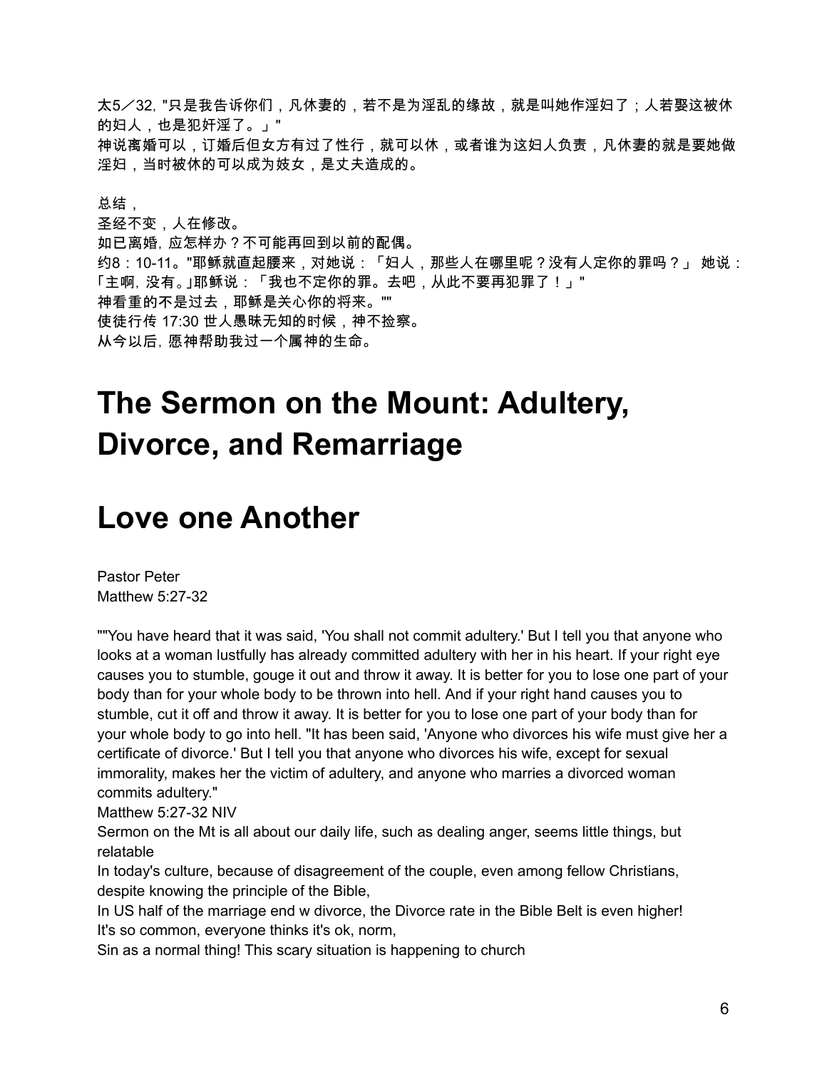太5／32, "只是我告诉你们，凡休妻的，若不是为淫乱的缘故，就是叫她作淫妇了；人若娶这被休的妇人，也是犯奸淫了。」"
神说离婚可以，订婚后但女方有过了性行，就可以休，或者谁为这妇人负责，凡休妻的就是要她做淫妇，当时被休的可以成为妓女，是丈夫造成的。

总结，
圣经不变，人在修改。
如已离婚, 应怎样办？不可能再回到以前的配偶。
约8：10-11。"耶稣就直起腰来，对她说：「妇人，那些人在哪里呢？没有人定你的罪吗？」 她说：「主啊, 没有。」耶稣说：「我也不定你的罪。去吧，从此不要再犯罪了！」"
神看重的不是过去，耶稣是关心你的将来。""
使徒行传 17:30 世人愚昧无知的时候，神不捡察。
从今以后, 愿神帮助我过一个属神的生命。

# The Sermon on the Mount: Adultery, Divorce, and Remarriage

# Love one Another

Pastor Peter
Matthew 5:27-32

""You have heard that it was said, 'You shall not commit adultery.' But I tell you that anyone who looks at a woman lustfully has already committed adultery with her in his heart. If your right eye causes you to stumble, gouge it out and throw it away. It is better for you to lose one part of your body than for your whole body to be thrown into hell. And if your right hand causes you to stumble, cut it off and throw it away. It is better for you to lose one part of your body than for your whole body to go into hell. "It has been said, 'Anyone who divorces his wife must give her a certificate of divorce.' But I tell you that anyone who divorces his wife, except for sexual immorality, makes her the victim of adultery, and anyone who marries a divorced woman commits adultery."
Matthew 5:27-32 NIV
Sermon on the Mt is all about our daily life, such as dealing anger, seems little things, but relatable
In today's culture, because of disagreement of the couple, even among fellow Christians, despite knowing the principle of the Bible,
In US half of the marriage end w divorce, the Divorce rate in the Bible Belt is even higher!
It's so common, everyone thinks it's ok, norm,
Sin as a normal thing! This scary situation is happening to church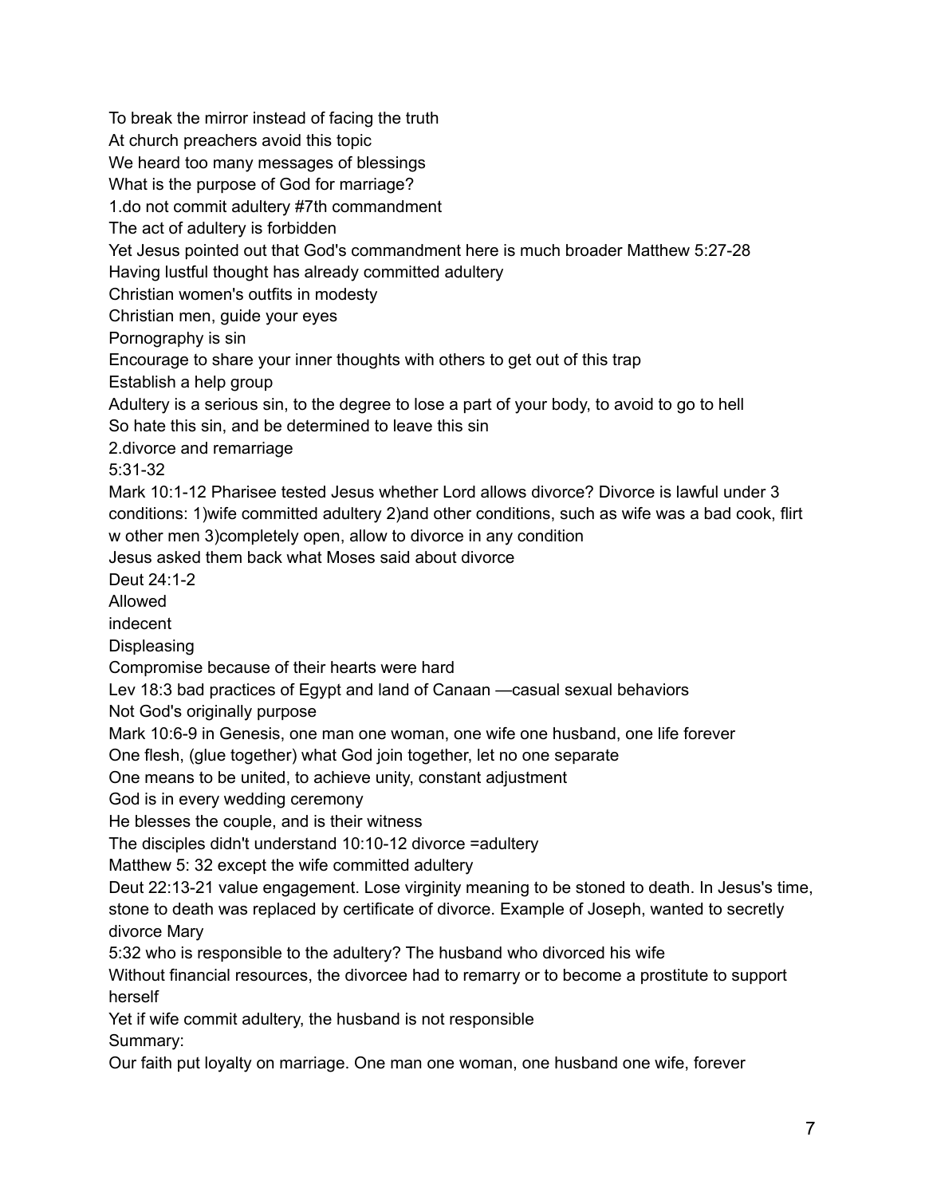To break the mirror instead of facing the truth

At church preachers avoid this topic

We heard too many messages of blessings

What is the purpose of God for marriage?

1.do not commit adultery #7th commandment

The act of adultery is forbidden

Yet Jesus pointed out that God's commandment here is much broader Matthew 5:27-28

Having lustful thought has already committed adultery

Christian women's outfits in modesty

Christian men, guide your eyes

Pornography is sin

Encourage to share your inner thoughts with others to get out of this trap

Establish a help group

Adultery is a serious sin, to the degree to lose a part of your body, to avoid to go to hell

So hate this sin, and be determined to leave this sin

2.divorce and remarriage

5:31-32

Mark 10:1-12 Pharisee tested Jesus whether Lord allows divorce? Divorce is lawful under 3 conditions: 1)wife committed adultery 2)and other conditions, such as wife was a bad cook, flirt w other men 3)completely open, allow to divorce in any condition

Jesus asked them back what Moses said about divorce

Deut 24:1-2

Allowed

indecent

Displeasing

Compromise because of their hearts were hard

Lev 18:3 bad practices of Egypt and land of Canaan —casual sexual behaviors

Not God's originally purpose

Mark 10:6-9 in Genesis, one man one woman, one wife one husband, one life forever

One flesh, (glue together) what God join together, let no one separate

One means to be united, to achieve unity, constant adjustment

God is in every wedding ceremony

He blesses the couple, and is their witness

The disciples didn't understand 10:10-12 divorce =adultery

Matthew 5: 32 except the wife committed adultery

Deut 22:13-21 value engagement. Lose virginity meaning to be stoned to death. In Jesus's time, stone to death was replaced by certificate of divorce. Example of Joseph, wanted to secretly divorce Mary

5:32 who is responsible to the adultery? The husband who divorced his wife

Without financial resources, the divorcee had to remarry or to become a prostitute to support herself

Yet if wife commit adultery, the husband is not responsible

Summary:

Our faith put loyalty on marriage. One man one woman, one husband one wife, forever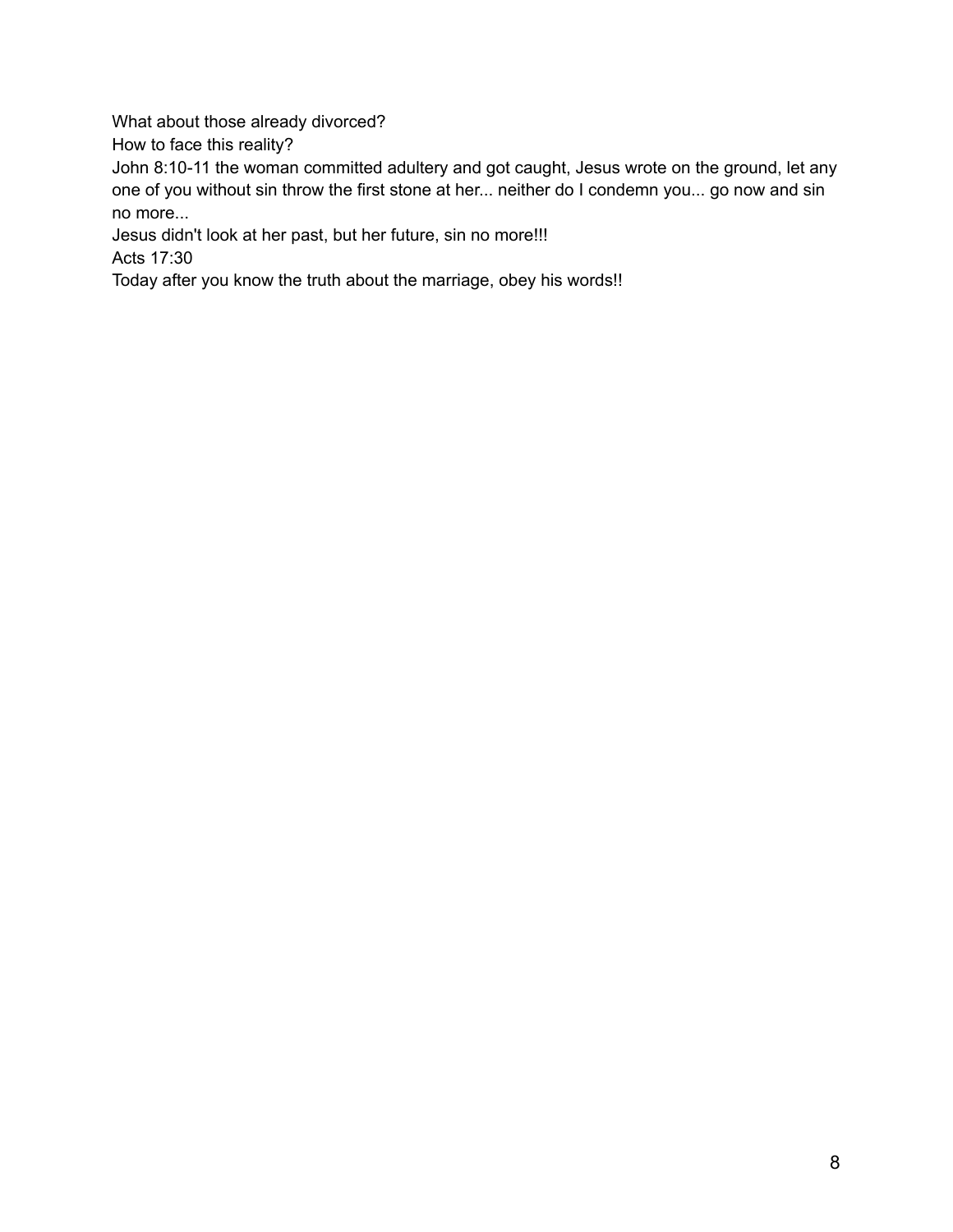What about those already divorced?
How to face this reality?
John 8:10-11 the woman committed adultery and got caught, Jesus wrote on the ground, let any one of you without sin throw the first stone at her... neither do I condemn you... go now and sin no more...
Jesus didn't look at her past, but her future, sin no more!!!
Acts 17:30
Today after you know the truth about the marriage, obey his words!!